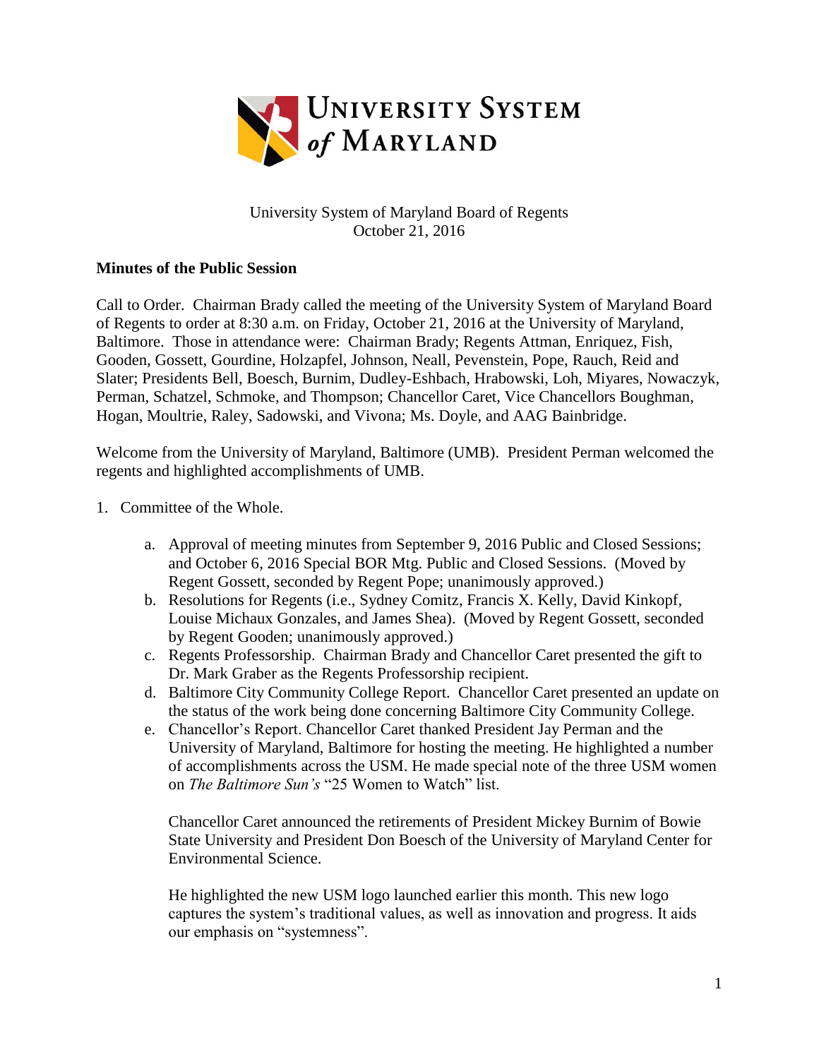University System of Maryland Board of Regents
October 21, 2016

**Minutes of the Public Session**

Call to Order. Chairman Brady called the meeting of the University System of Maryland Board of Regents to order at 8:30 a.m. on Friday, October 21, 2016 at the University of Maryland, Baltimore. Those in attendance were: Chairman Brady; Regents Attman, Enriquez, Fish, Gooden, Gossett, Gourdine, Holzapfel, Johnson, Neall, Pevenstein, Pope, Rauch, Reid and Slater; Presidents Bell, Boesch, Burnim, Dudley-Eshbach, Hrabowski, Loh, Miyares, Nowaczyk, Perman, Schatzel, Schmoke, and Thompson; Chancellor Caret, Vice Chancellors Boughman, Hogan, Moultrie, Raley, Sadowski, and Vivona; Ms. Doyle, and AAG Bainbridge.

Welcome from the University of Maryland, Baltimore (UMB). President Perman welcomed the regents and highlighted accomplishments of UMB.

1. Committee of the Whole.

    a. Approval of meeting minutes from September 9, 2016 Public and Closed Sessions; and October 6, 2016 Special BOR Mtg. Public and Closed Sessions. (Moved by Regent Gossett, seconded by Regent Pope; unanimously approved.)
    b. Resolutions for Regents (i.e., Sydney Comitz, Francis X. Kelly, David Kinkopf, Louise Michaux Gonzales, and James Shea). (Moved by Regent Gossett, seconded by Regent Gooden; unanimously approved.)
    c. Regents Professorship. Chairman Brady and Chancellor Caret presented the gift to Dr. Mark Graber as the Regents Professorship recipient.
    d. Baltimore City Community College Report. Chancellor Caret presented an update on the status of the work being done concerning Baltimore City Community College.
    e. Chancellor's Report. Chancellor Caret thanked President Jay Perman and the University of Maryland, Baltimore for hosting the meeting. He highlighted a number of accomplishments across the USM. He made special note of the three USM women on *The Baltimore Sun's* "25 Women to Watch" list.

       Chancellor Caret announced the retirements of President Mickey Burnim of Bowie State University and President Don Boesch of the University of Maryland Center for Environmental Science.

       He highlighted the new USM logo launched earlier this month. This new logo captures the system's traditional values, as well as innovation and progress. It aids our emphasis on "systemness".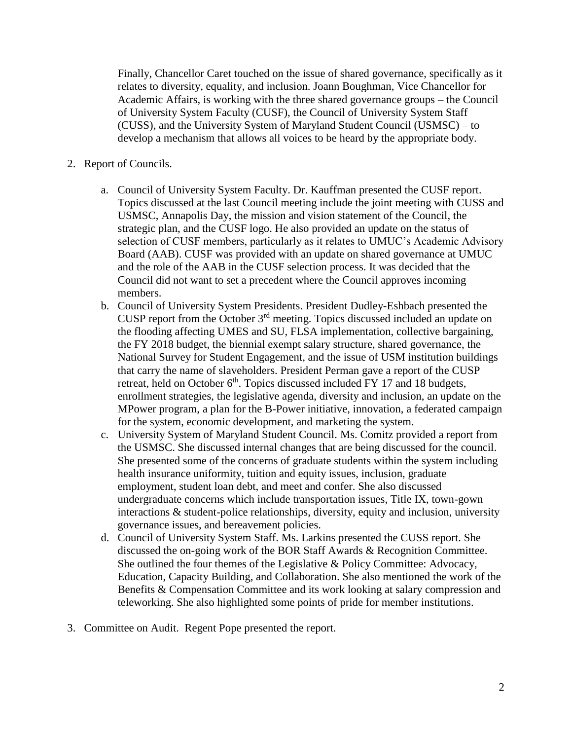Finally, Chancellor Caret touched on the issue of shared governance, specifically as it relates to diversity, equality, and inclusion. Joann Boughman, Vice Chancellor for Academic Affairs, is working with the three shared governance groups – the Council of University System Faculty (CUSF), the Council of University System Staff (CUSS), and the University System of Maryland Student Council (USMSC) – to develop a mechanism that allows all voices to be heard by the appropriate body.

2. Report of Councils.

   a. Council of University System Faculty. Dr. Kauffman presented the CUSF report. Topics discussed at the last Council meeting include the joint meeting with CUSS and USMSC, Annapolis Day, the mission and vision statement of the Council, the strategic plan, and the CUSF logo. He also provided an update on the status of selection of CUSF members, particularly as it relates to UMUC's Academic Advisory Board (AAB). CUSF was provided with an update on shared governance at UMUC and the role of the AAB in the CUSF selection process. It was decided that the Council did not want to set a precedent where the Council approves incoming members.
   b. Council of University System Presidents. President Dudley-Eshbach presented the CUSP report from the October 3rd meeting. Topics discussed included an update on the flooding affecting UMES and SU, FLSA implementation, collective bargaining, the FY 2018 budget, the biennial exempt salary structure, shared governance, the National Survey for Student Engagement, and the issue of USM institution buildings that carry the name of slaveholders. President Perman gave a report of the CUSP retreat, held on October 6th. Topics discussed included FY 17 and 18 budgets, enrollment strategies, the legislative agenda, diversity and inclusion, an update on the MPower program, a plan for the B-Power initiative, innovation, a federated campaign for the system, economic development, and marketing the system.
   c. University System of Maryland Student Council. Ms. Comitz provided a report from the USMSC. She discussed internal changes that are being discussed for the council. She presented some of the concerns of graduate students within the system including health insurance uniformity, tuition and equity issues, inclusion, graduate employment, student loan debt, and meet and confer. She also discussed undergraduate concerns which include transportation issues, Title IX, town-gown interactions & student-police relationships, diversity, equity and inclusion, university governance issues, and bereavement policies.
   d. Council of University System Staff. Ms. Larkins presented the CUSS report. She discussed the on-going work of the BOR Staff Awards & Recognition Committee. She outlined the four themes of the Legislative & Policy Committee: Advocacy, Education, Capacity Building, and Collaboration. She also mentioned the work of the Benefits & Compensation Committee and its work looking at salary compression and teleworking. She also highlighted some points of pride for member institutions.

3. Committee on Audit. Regent Pope presented the report.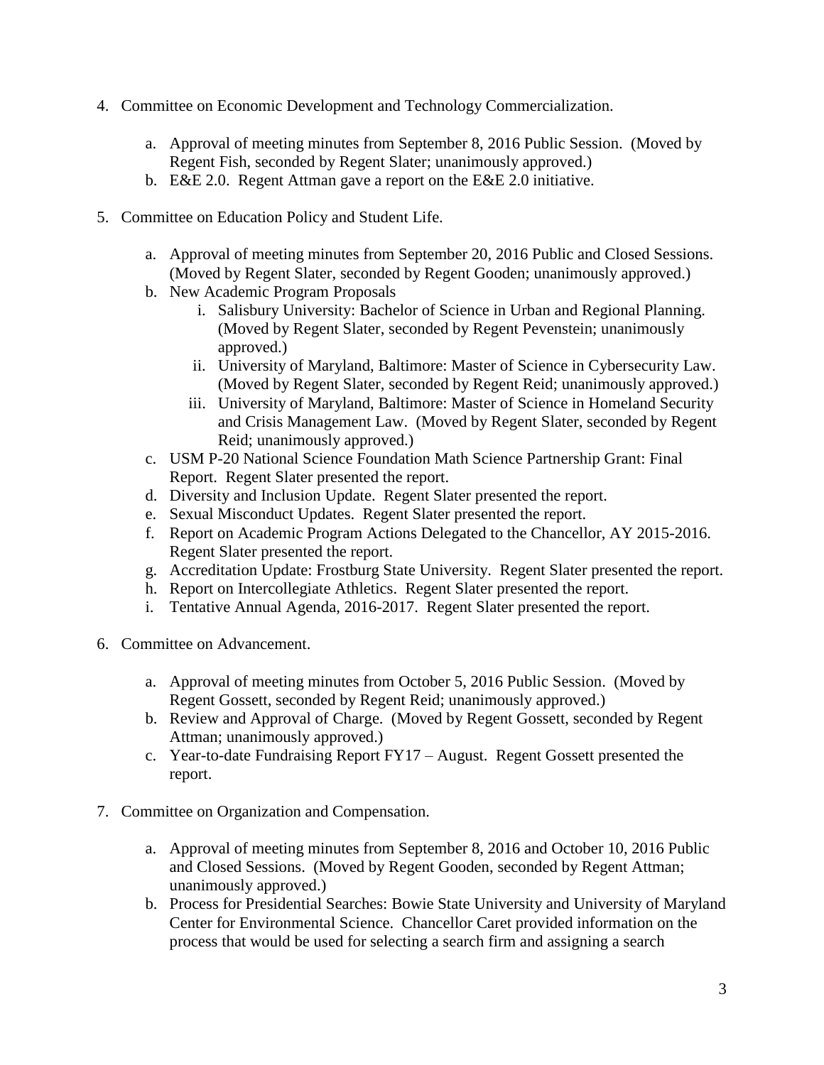4. Committee on Economic Development and Technology Commercialization.

   a. Approval of meeting minutes from September 8, 2016 Public Session. (Moved by Regent Fish, seconded by Regent Slater; unanimously approved.)
   b. E&E 2.0. Regent Attman gave a report on the E&E 2.0 initiative.

5. Committee on Education Policy and Student Life.

   a. Approval of meeting minutes from September 20, 2016 Public and Closed Sessions. (Moved by Regent Slater, seconded by Regent Gooden; unanimously approved.)
   b. New Academic Program Proposals
      i. Salisbury University: Bachelor of Science in Urban and Regional Planning. (Moved by Regent Slater, seconded by Regent Pevenstein; unanimously approved.)
      ii. University of Maryland, Baltimore: Master of Science in Cybersecurity Law. (Moved by Regent Slater, seconded by Regent Reid; unanimously approved.)
      iii. University of Maryland, Baltimore: Master of Science in Homeland Security and Crisis Management Law. (Moved by Regent Slater, seconded by Regent Reid; unanimously approved.)
   c. USM P-20 National Science Foundation Math Science Partnership Grant: Final Report. Regent Slater presented the report.
   d. Diversity and Inclusion Update. Regent Slater presented the report.
   e. Sexual Misconduct Updates. Regent Slater presented the report.
   f. Report on Academic Program Actions Delegated to the Chancellor, AY 2015-2016. Regent Slater presented the report.
   g. Accreditation Update: Frostburg State University. Regent Slater presented the report.
   h. Report on Intercollegiate Athletics. Regent Slater presented the report.
   i. Tentative Annual Agenda, 2016-2017. Regent Slater presented the report.

6. Committee on Advancement.

   a. Approval of meeting minutes from October 5, 2016 Public Session. (Moved by Regent Gossett, seconded by Regent Reid; unanimously approved.)
   b. Review and Approval of Charge. (Moved by Regent Gossett, seconded by Regent Attman; unanimously approved.)
   c. Year-to-date Fundraising Report FY17 – August. Regent Gossett presented the report.

7. Committee on Organization and Compensation.

   a. Approval of meeting minutes from September 8, 2016 and October 10, 2016 Public and Closed Sessions. (Moved by Regent Gooden, seconded by Regent Attman; unanimously approved.)
   b. Process for Presidential Searches: Bowie State University and University of Maryland Center for Environmental Science. Chancellor Caret provided information on the process that would be used for selecting a search firm and assigning a search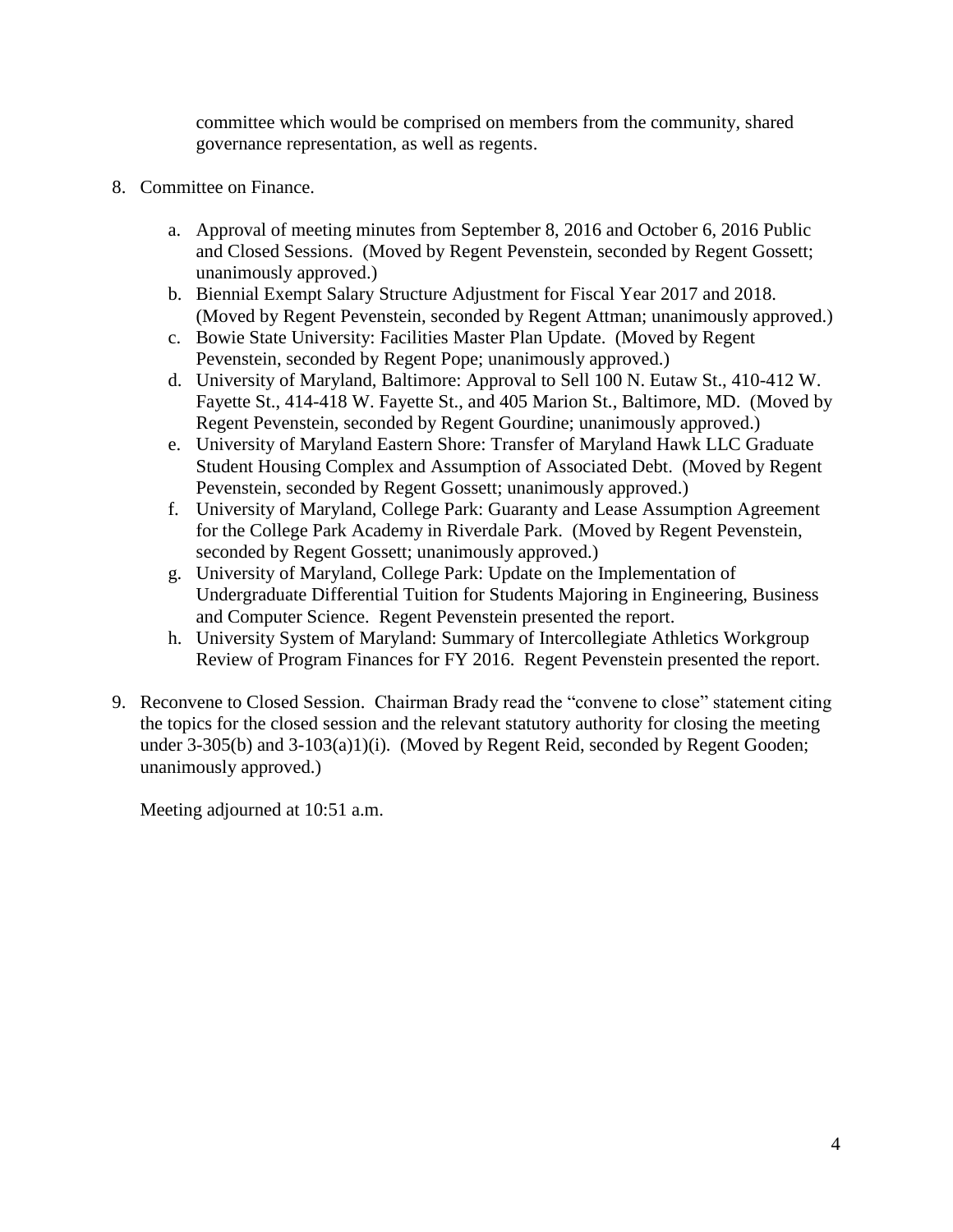committee which would be comprised on members from the community, shared governance representation, as well as regents.

8. Committee on Finance.

    a. Approval of meeting minutes from September 8, 2016 and October 6, 2016 Public and Closed Sessions. (Moved by Regent Pevenstein, seconded by Regent Gossett; unanimously approved.)
    b. Biennial Exempt Salary Structure Adjustment for Fiscal Year 2017 and 2018. (Moved by Regent Pevenstein, seconded by Regent Attman; unanimously approved.)
    c. Bowie State University: Facilities Master Plan Update. (Moved by Regent Pevenstein, seconded by Regent Pope; unanimously approved.)
    d. University of Maryland, Baltimore: Approval to Sell 100 N. Eutaw St., 410-412 W. Fayette St., 414-418 W. Fayette St., and 405 Marion St., Baltimore, MD. (Moved by Regent Pevenstein, seconded by Regent Gourdine; unanimously approved.)
    e. University of Maryland Eastern Shore: Transfer of Maryland Hawk LLC Graduate Student Housing Complex and Assumption of Associated Debt. (Moved by Regent Pevenstein, seconded by Regent Gossett; unanimously approved.)
    f. University of Maryland, College Park: Guaranty and Lease Assumption Agreement for the College Park Academy in Riverdale Park. (Moved by Regent Pevenstein, seconded by Regent Gossett; unanimously approved.)
    g. University of Maryland, College Park: Update on the Implementation of Undergraduate Differential Tuition for Students Majoring in Engineering, Business and Computer Science. Regent Pevenstein presented the report.
    h. University System of Maryland: Summary of Intercollegiate Athletics Workgroup Review of Program Finances for FY 2016. Regent Pevenstein presented the report.

9. Reconvene to Closed Session. Chairman Brady read the "convene to close" statement citing the topics for the closed session and the relevant statutory authority for closing the meeting under 3-305(b) and 3-103(a)1)(i). (Moved by Regent Reid, seconded by Regent Gooden; unanimously approved.)

    Meeting adjourned at 10:51 a.m.